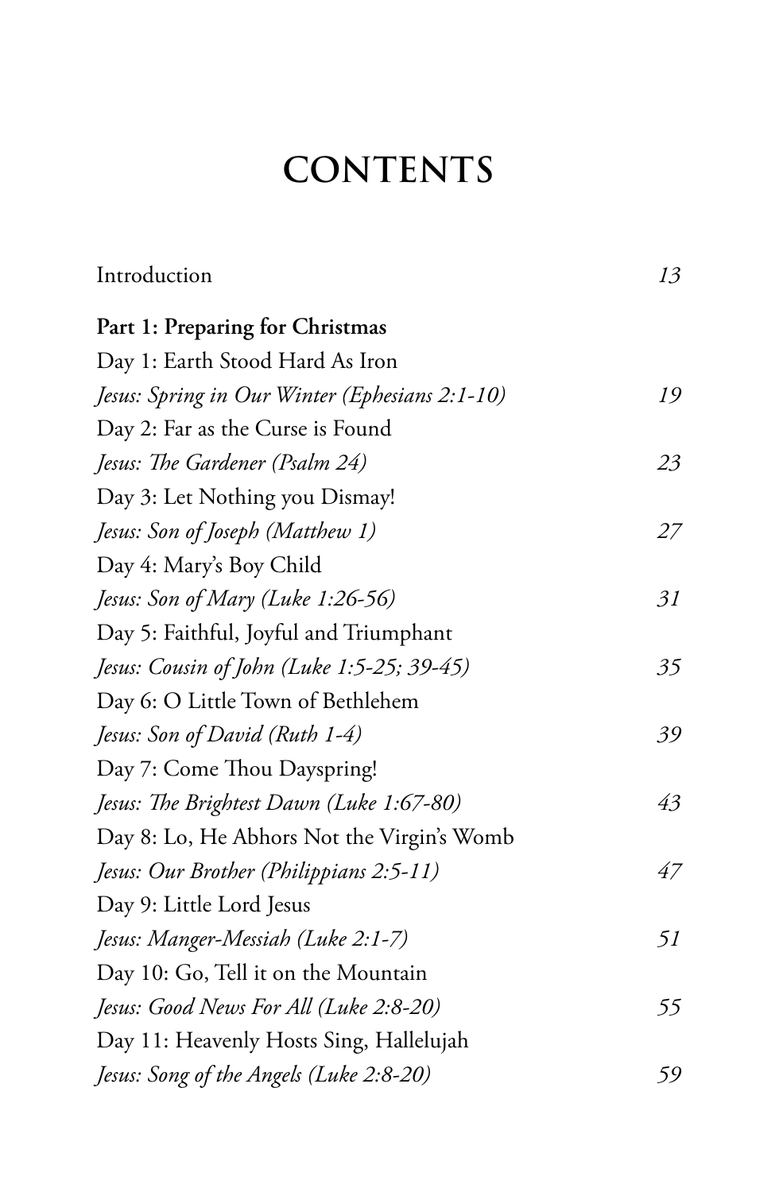# CONTENTS

Introduction *13*

**Part 1: Preparing for Christmas**

Day 1: Earth Stood Hard As Iron
*Jesus: Spring in Our Winter (Ephesians 2:1-10)* *19*

Day 2: Far as the Curse is Found
*Jesus: The Gardener (Psalm 24)* *23*

Day 3: Let Nothing you Dismay!
*Jesus: Son of Joseph (Matthew 1)* *27*

Day 4: Mary's Boy Child
*Jesus: Son of Mary (Luke 1:26-56)* *31*

Day 5: Faithful, Joyful and Triumphant
*Jesus: Cousin of John (Luke 1:5-25; 39-45)* *35*

Day 6: O Little Town of Bethlehem
*Jesus: Son of David (Ruth 1-4)* *39*

Day 7: Come Thou Dayspring!
*Jesus: The Brightest Dawn (Luke 1:67-80)* *43*

Day 8: Lo, He Abhors Not the Virgin's Womb
*Jesus: Our Brother (Philippians 2:5-11)* *47*

Day 9: Little Lord Jesus
*Jesus: Manger-Messiah (Luke 2:1-7)* *51*

Day 10: Go, Tell it on the Mountain
*Jesus: Good News For All (Luke 2:8-20)* *55*

Day 11: Heavenly Hosts Sing, Hallelujah
*Jesus: Song of the Angels (Luke 2:8-20)* *59*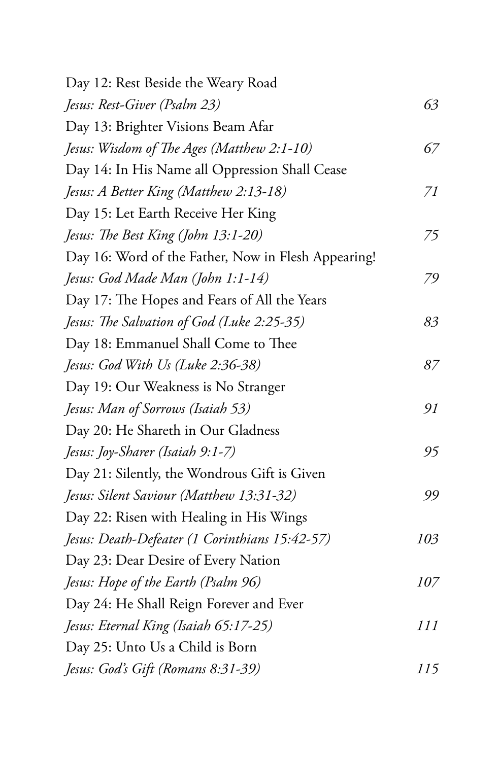Day 12: Rest Beside the Weary Road
*Jesus: Rest-Giver (Psalm 23)* 63

Day 13: Brighter Visions Beam Afar
*Jesus: Wisdom of The Ages (Matthew 2:1-10)* 67

Day 14: In His Name all Oppression Shall Cease
*Jesus: A Better King (Matthew 2:13-18)* 71

Day 15: Let Earth Receive Her King
*Jesus: The Best King (John 13:1-20)* 75

Day 16: Word of the Father, Now in Flesh Appearing!
*Jesus: God Made Man (John 1:1-14)* 79

Day 17: The Hopes and Fears of All the Years
*Jesus: The Salvation of God (Luke 2:25-35)* 83

Day 18: Emmanuel Shall Come to Thee
*Jesus: God With Us (Luke 2:36-38)* 87

Day 19: Our Weakness is No Stranger
*Jesus: Man of Sorrows (Isaiah 53)* 91

Day 20: He Shareth in Our Gladness
*Jesus: Joy-Sharer (Isaiah 9:1-7)* 95

Day 21: Silently, the Wondrous Gift is Given
*Jesus: Silent Saviour (Matthew 13:31-32)* 99

Day 22: Risen with Healing in His Wings
*Jesus: Death-Defeater (1 Corinthians 15:42-57)* 103

Day 23: Dear Desire of Every Nation
*Jesus: Hope of the Earth (Psalm 96)* 107

Day 24: He Shall Reign Forever and Ever
*Jesus: Eternal King (Isaiah 65:17-25)* 111

Day 25: Unto Us a Child is Born
*Jesus: God's Gift (Romans 8:31-39)* 115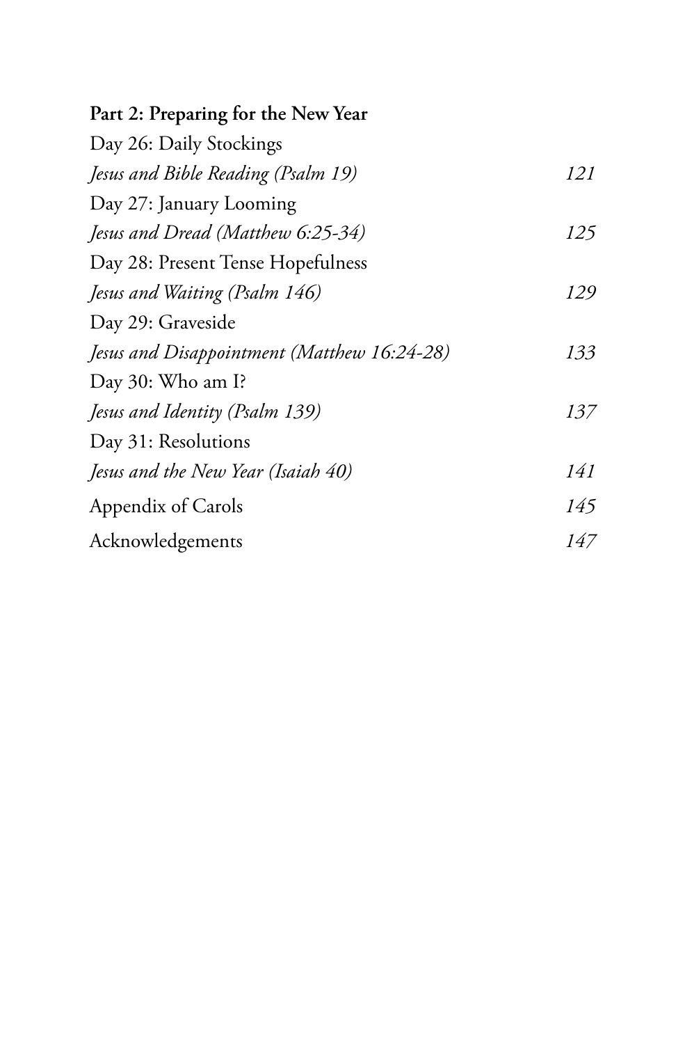**Part 2: Preparing for the New Year**

Day 26: Daily Stockings
*Jesus and Bible Reading (Psalm 19)* 121

Day 27: January Looming
*Jesus and Dread (Matthew 6:25-34)* 125

Day 28: Present Tense Hopefulness
*Jesus and Waiting (Psalm 146)* 129

Day 29: Graveside
*Jesus and Disappointment (Matthew 16:24-28)* 133

Day 30: Who am I?
*Jesus and Identity (Psalm 139)* 137

Day 31: Resolutions
*Jesus and the New Year (Isaiah 40)* 141

Appendix of Carols 145

Acknowledgements 147